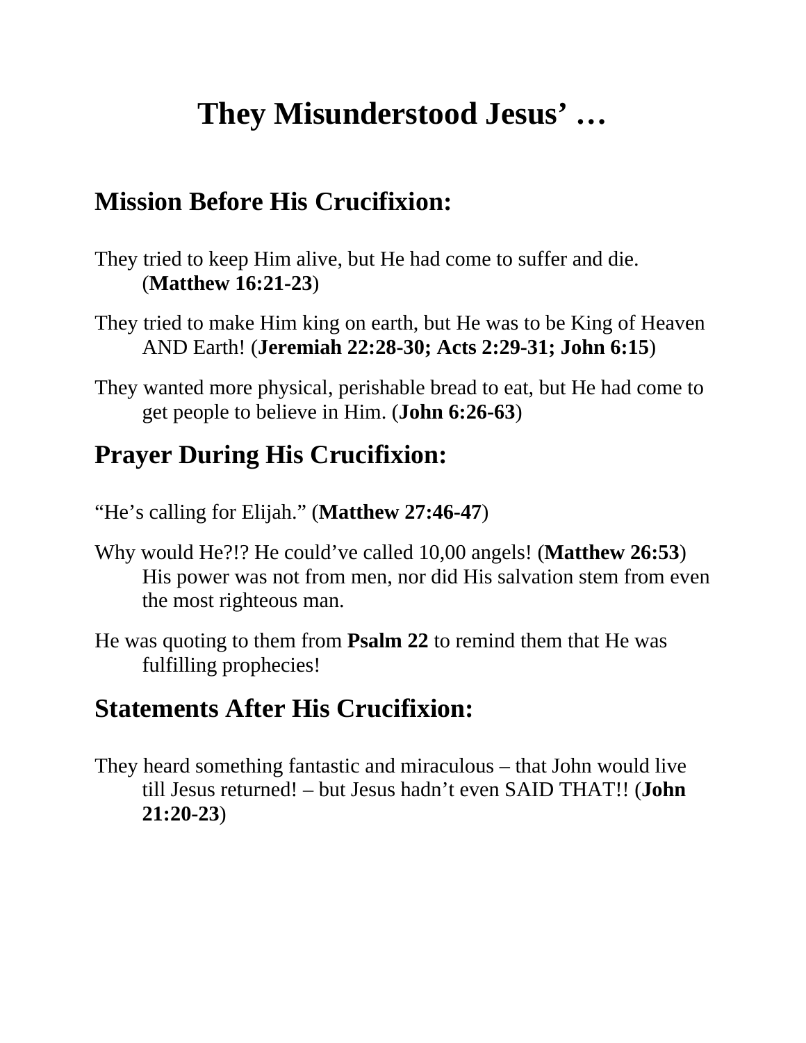# They Misunderstood Jesus' …

## Mission Before His Crucifixion:

They tried to keep Him alive, but He had come to suffer and die. (**Matthew 16:21-23**)

They tried to make Him king on earth, but He was to be King of Heaven AND Earth! (**Jeremiah 22:28-30; Acts 2:29-31; John 6:15**)

They wanted more physical, perishable bread to eat, but He had come to get people to believe in Him. (**John 6:26-63**)

## Prayer During His Crucifixion:

"He's calling for Elijah." (**Matthew 27:46-47**)

Why would He?!? He could've called 10,00 angels! (**Matthew 26:53**) His power was not from men, nor did His salvation stem from even the most righteous man.

He was quoting to them from **Psalm 22** to remind them that He was fulfilling prophecies!

## Statements After His Crucifixion:

They heard something fantastic and miraculous – that John would live till Jesus returned! – but Jesus hadn't even SAID THAT!! (**John 21:20-23**)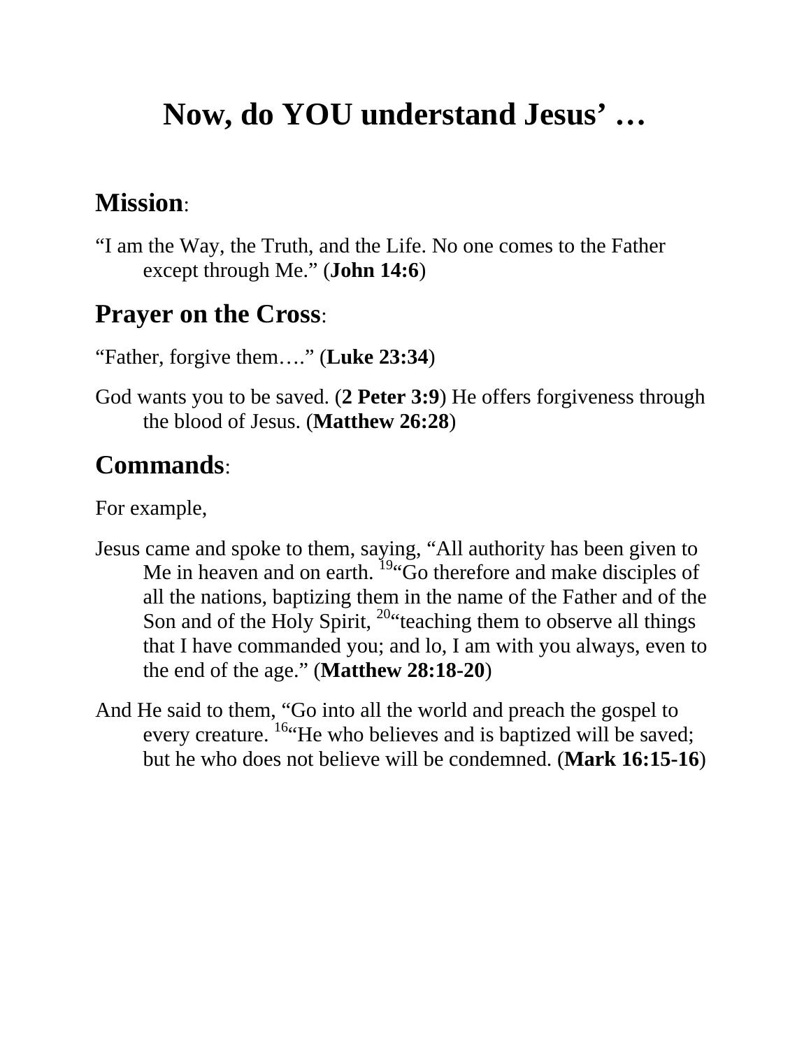# Now, do YOU understand Jesus' …

## **Mission**:

"I am the Way, the Truth, and the Life. No one comes to the Father except through Me." (**John 14:6**)

## **Prayer on the Cross**:

"Father, forgive them…." (**Luke 23:34**)

God wants you to be saved. (**2 Peter 3:9**) He offers forgiveness through the blood of Jesus. (**Matthew 26:28**)

## **Commands**:

For example,

Jesus came and spoke to them, saying, "All authority has been given to Me in heaven and on earth. [19]"Go therefore and make disciples of all the nations, baptizing them in the name of the Father and of the Son and of the Holy Spirit, [20]"teaching them to observe all things that I have commanded you; and lo, I am with you always, even to the end of the age." (**Matthew 28:18-20**)

And He said to them, "Go into all the world and preach the gospel to every creature. [16]"He who believes and is baptized will be saved; but he who does not believe will be condemned. (**Mark 16:15-16**)